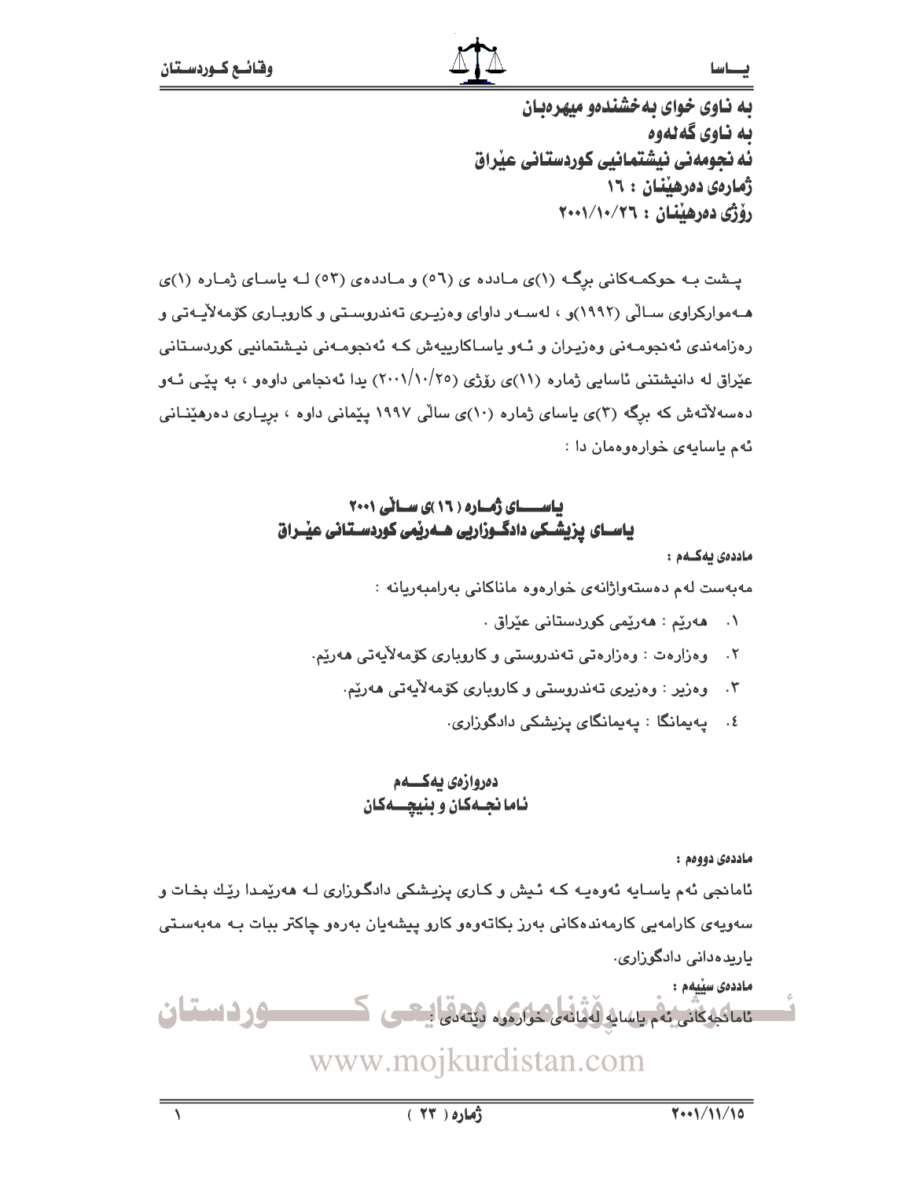به ناوی خوای بەخشندەو میهرەبان
به ناوی گەلەوە
ئه نجومەنی نیشتمانیی کوردستانی عێراق
ژمارەی دەرهێنان : ١٦
رۆژی دەرهێنان : ٢٠٠١/١٠/٢٦

پشت بـە حوكمـەكانی برگـە (١)ی مـادده ی (٥٦) و مـاددەی (٥٣) لـە یاسـای ژمـارە (١)ی هـەموارکراوی سـاڵی (١٩٩٢)و ، لەسـەر داوای وەزیـری تەندروسـتی و کاروبـاری کۆمەڵایـەتی و رەزامەندی ئەنجومـەنی وەزیـران و ئـەو یاسـاکارییەش کـە ئەنجومـەنی نیـشتمانیی کوردسـتانی عێراق لە دانیشتنی ئاسایی ژمارە (١١)ی رۆژی (٢٠٠١/١٠/٢٥) یدا ئەنجامی داوەو ، بە پێـی ئـەو دەسەڵاتەش کە برگە (٣)ی یاسای ژمارە (١٠)ی ساڵی ١٩٩٧ پێمانی داوە ، بریـاری دەرهێنـانی ئەم یاسایەی خوارەوەمان دا :

## یاسـای ژمـارە (١٦)ی سـاڵی ٢٠٠١
## یاسـای پزیشـکی دادگـوزاریی هـەرێمی کوردسـتانی عێـراق

**ماددەی یەکـەم :**

مەبەست لەم دەستەواژانەی خوارەوە ماناکانی بەرامبەریانە :

١. هەرێم : هەرێمی کوردستانی عێراق .
٢. وەزارەت : وەزارەتی تەندروستی و کاروباری کۆمەڵایەتی هەرێم.
٣. وەزیر : وەزیری تەندروستی و کاروباری کۆمەڵایەتی هەرێم.
٤. پەیمانگا : پەیمانگای پزیشکی دادگوزاری.

## دەروازەی یەکـــەم
## ئامانجـەکان و بنیچـــەکان

**ماددەی دووەم :**

ئامانجی ئەم یاسـایە ئەوەیـە کـە ئـیش و کـاری پزیـشکی دادگـوزاری لـە هەرێمـدا رێك بخـات و سەویەی کارامەیی کارمەندەکانی بەرز بکاتەوەو کارو پیشەیان بەرەو چاکتر ببات بـە مەبەسـتی یاریدەدانی دادگوزاری.

**ماددەی سێیەم :**

ئامانجەکانی ئەم یاسایە لەمانەی خوارەوە دێتەدی :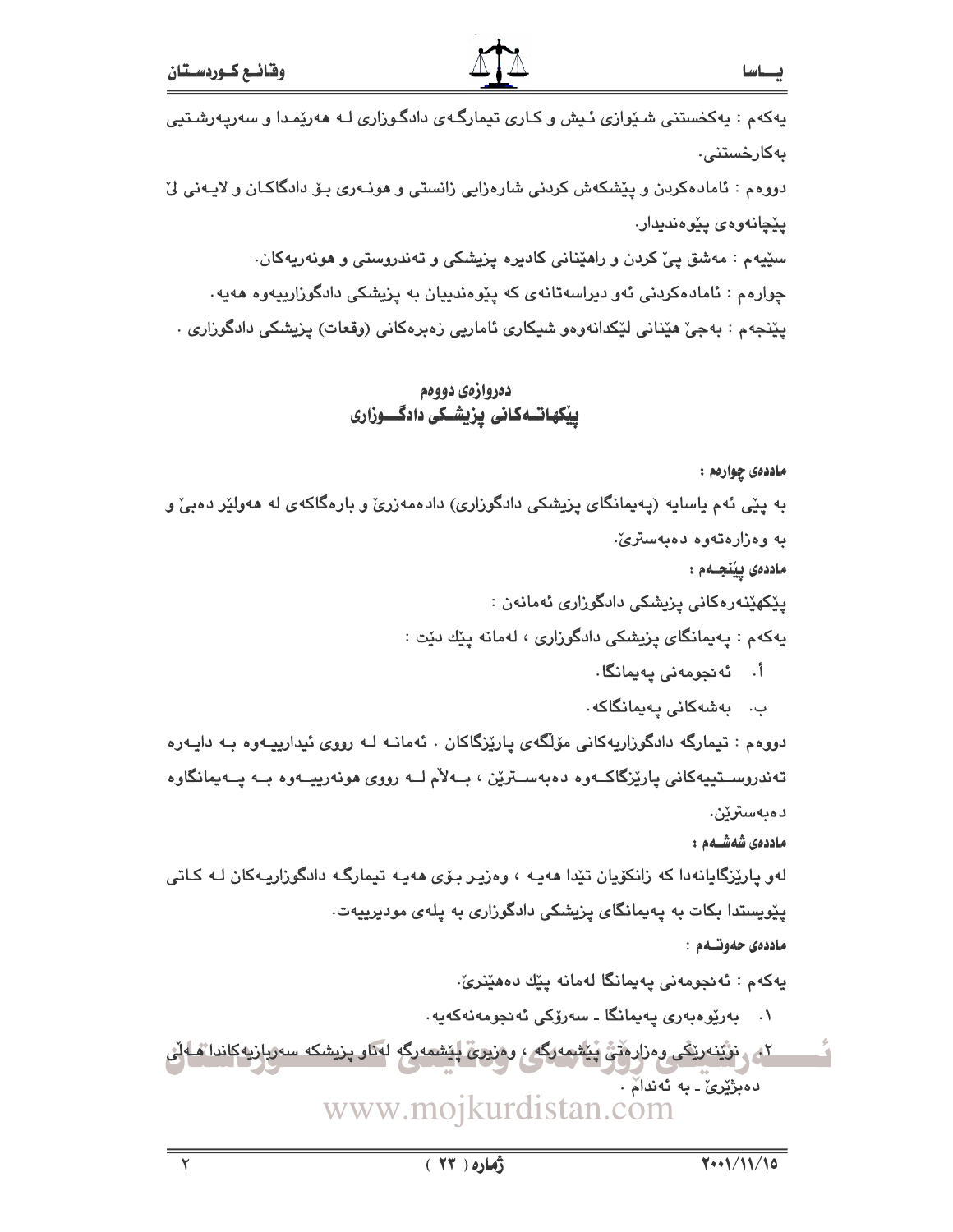یەکەم : یەکخستنی شێوازی ئیش و کاری تیمارگەی دادگوزاری لە هەرێمدا و سەرپەرشتیی بەکارخستنی.

دووەم : ئامادەکردن و پێشکەش کردنی شارەزایی زانستی و هونەری بۆ دادگاکان و لایەنی لێ پێچانەوەی پێوەندیدار.

سێیەم : مەشق پێ کردن و راهێنانی کادیرە پزیشکی و تەندروستی و هونەرییەکان.

چوارەم : ئامادەکردنی ئەو دیراسەتانەی کە پێوەندییان بە پزیشکی دادگوزارییەوە هەیە.

پێنجەم : بەجێ هێنانی لێکدانەوەو شیکاری ئاماریی زەبرەکانی (وقعات) پزیشکی دادگوزاری .

## دەروازەی دووەم
## پێکهاتەکانی پزیشکی دادگوزاری

**ماددەی چوارەم :**

بە پێی ئەم یاسایە (پەیمانگای پزیشکی دادگوزاری) دادەمەزرێ و بارەگاکەی لە هەولێر دەبێ و بە وەزارەتەوە دەبەسترێ.

**ماددەی پێنجەم :**

پێکهێنەرەکانی پزیشکی دادگوزاری ئەمانەن :

یەکەم : پەیمانگای پزیشکی دادگوزاری ، لەمانە پێك دێت :

أ. ئەنجومەنی پەیمانگا.

ب. بەشەکانی پەیمانگاکە.

دووەم : تیمارگە دادگوزارییەکانی مۆڵگەی پارێزگاکان . ئەمانە لە رووی ئیدارییەوە بە دایەرە تەندروستییەکانی پارێزگاکەوە دەبەسترێن ، بەلام لە رووی هونەرییەوە بە پەیمانگاوە دەبەسترێن.

**ماددەی شەشەم :**

لەو پارێزگایانەدا کە زانکۆیان تێدا هەیە ، وەزیر بۆی هەیە تیمارگە دادگوزارییەکان لە کاتی پێویستدا بکات بە پەیمانگای پزیشکی دادگوزاری بە پلەی مودیرییەت.

**ماددەی حەوتەم :**

یەکەم : ئەنجومەنی پەیمانگا لەمانە پێك دەهێنرێ.

١. بەڕێوەبەری پەیمانگا ـ سەرۆکی ئەنجومەنەکەیە.

٢. نوێنەرێکی وەزارەتی پێشمەرگە ، وەزیری پێشمەرگە لەناو پزیشکە سەربازییەکاندا هەڵی دەبژێرێ ـ بە ئەندام .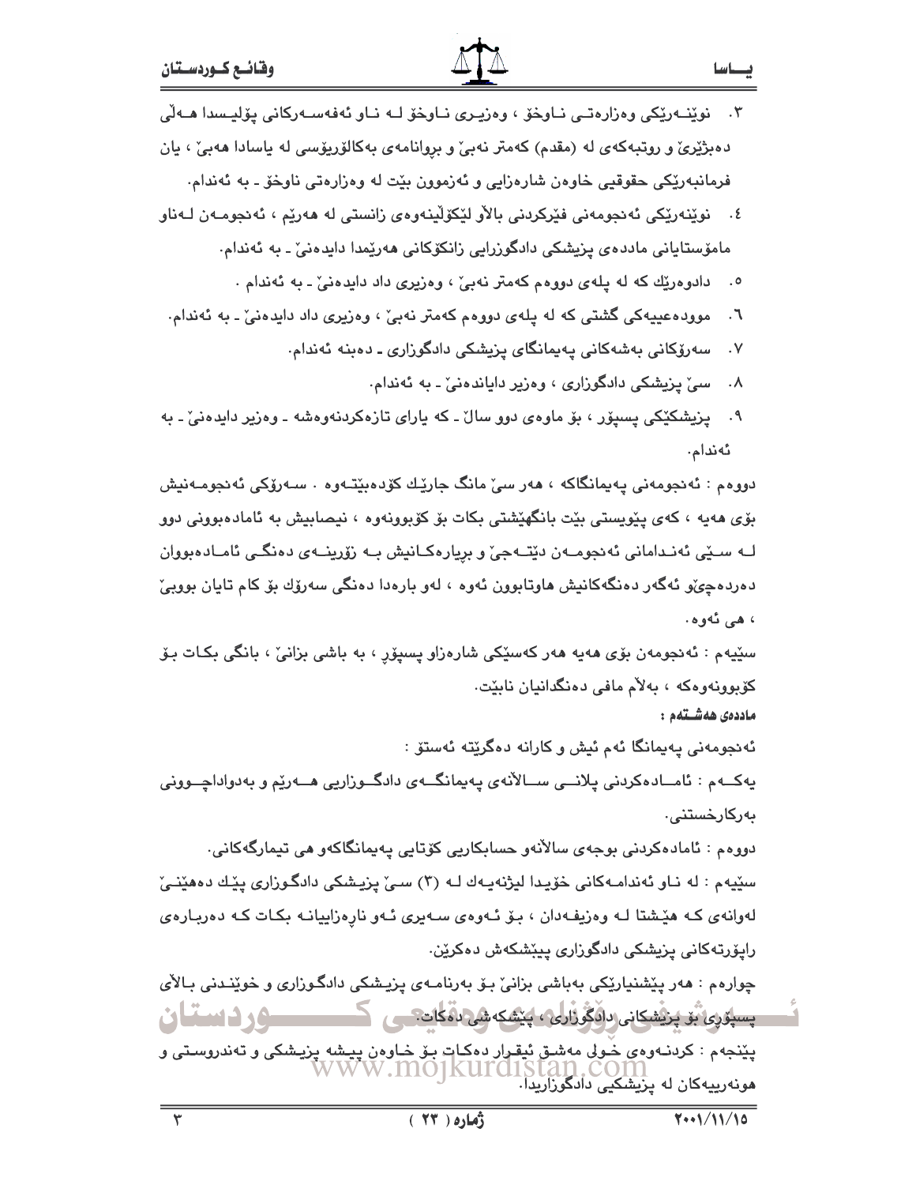٣. نوێنــەرێکی وەزارەتــی نــاوخۆ ، وەزیــری نــاوخۆ لــە نــاو ئەفەســەرکانی پۆلیسدا هــەڵی دەبژێرێ و روتبەکەی لە (مقدم) کەمتر نەبێ و بڕوانامەی بەکالۆریۆسی لە یاسادا هەبێ ، یان فرمانبەرێکی حقوقیی خاوەن شارەزایی و ئەزموون بێت لە وەزارەتی ناوخۆ ـ بە ئەندام.

٤. نوێنەرێکی ئەنجومەنی فێرکردنی باڵاو لێکۆڵینەوەی زانستی لە هەرێم ، ئەنجومـەن لـەناو مامۆستایانی ماددەی پزیشکی دادگوزرایی زانکۆکانی هەرێمدا دایدەنێ ـ بە ئەندام.

٥. دادوەرێك کە لە پلەی دووەم کەمتر نەبێ ، وەزیری داد دایدەنێ ـ بە ئەندام .

٦. موودەعییەکی گشتی کە لە پلەی دووەم کەمتر نەبێ ، وەزیری داد دایدەنێ ـ بە ئەندام.

٧. سەرۆکانی بەشەکانی پەیمانگای پزیشکی دادگوزاری ـ دەبنە ئەندام.

٨. سێ پزیشکی دادگوزاری ، وەزیر دایاندەنێ ـ بە ئەندام.

٩. پزیشکێکی پسپۆر ، بۆ ماوەی دوو ساڵ ـ کە یارای تازەکردنەوەشە ـ وەزیر دایدەنێ ـ بە ئەندام.

دووەم : ئەنجومەنی پەیمانگاکە ، هەر سێ مانگ جارێك کۆدەبێتـەوە . سـەرۆکی ئەنجومـەنیش بۆی هەیە ، کەی پێویستی بێت بانگهێشتی بکات بۆ کۆبوونەوە ، نیصابیش بە ئامادەبوونی دوو لــە ســێی ئەنــدامانی ئەنجومــەن دێتــەجێ و بڕیارەکــانیش بــە زۆرینــەی دەنگــی ئامــادەبووان دەردەچێو ئەگەر دەنگەکانیش هاوتابوون ئەوە ، لەو بارەدا دەنگی سەرۆك بۆ کام تایان بووبێ ، هی ئەوە.

سێیەم : ئەنجومەن بۆی هەیە هەر کەسێکی شارەزاو پسپۆڕ ، بە باشی بزانێ ، بانگی بکـات بـۆ کۆبوونەوەکە ، بەڵام مافی دەنگدانیان نابێت.

**ماددەی هەشـتەم :**

ئەنجومەنی پەیمانگا ئەم ئیش و کارانە دەگرێتە ئەستۆ :

یەکــەم : ئامــادەکردنی پلانــی ســاڵانەی پەیمانگــەی دادگــوزاریی هــەرێم و بەدواداچــوونی بەرکارخستنی.

دووەم : ئامادەکردنی بوجەی ساڵانەو حسابکاریی کۆتایی پەیمانگاکەو هی تیمارگەکانی.

سێیەم : لە نـاو ئەندامـەکانی خۆیـدا لیژنەیـەك لـە (٣) سـێ پزیـشکی دادگوزاری پێك دەهێنـێ لەوانەی کـە هێشتا لـە وەزیفـەدان ، بـۆ ئـەوەی سـەیری ئـەو نارەزاییانـە بکـات کـە دەربـارەی راپۆرتەکانی پزیشکی دادگوزاری پیێشکەش دەکرێن.

چوارەم : هەر پێشنیارێکی بەباشی بزانێ بـۆ بەرنامـەی پزیـشکی دادگـوزاری و خوێنـدنی بـاڵای پسپۆری بۆ پزیشکانی دادگوزاری ، پێشکەشی دەکات.

پێنجەم : کردنـەوەی خـولی مەشـق ئیقـرار دەکـات بـۆ خـاوەن پیـشە پزیـشکی و تەندروسـتی و هونەرییەکان لە پزیشکیی دادگوزاریدا.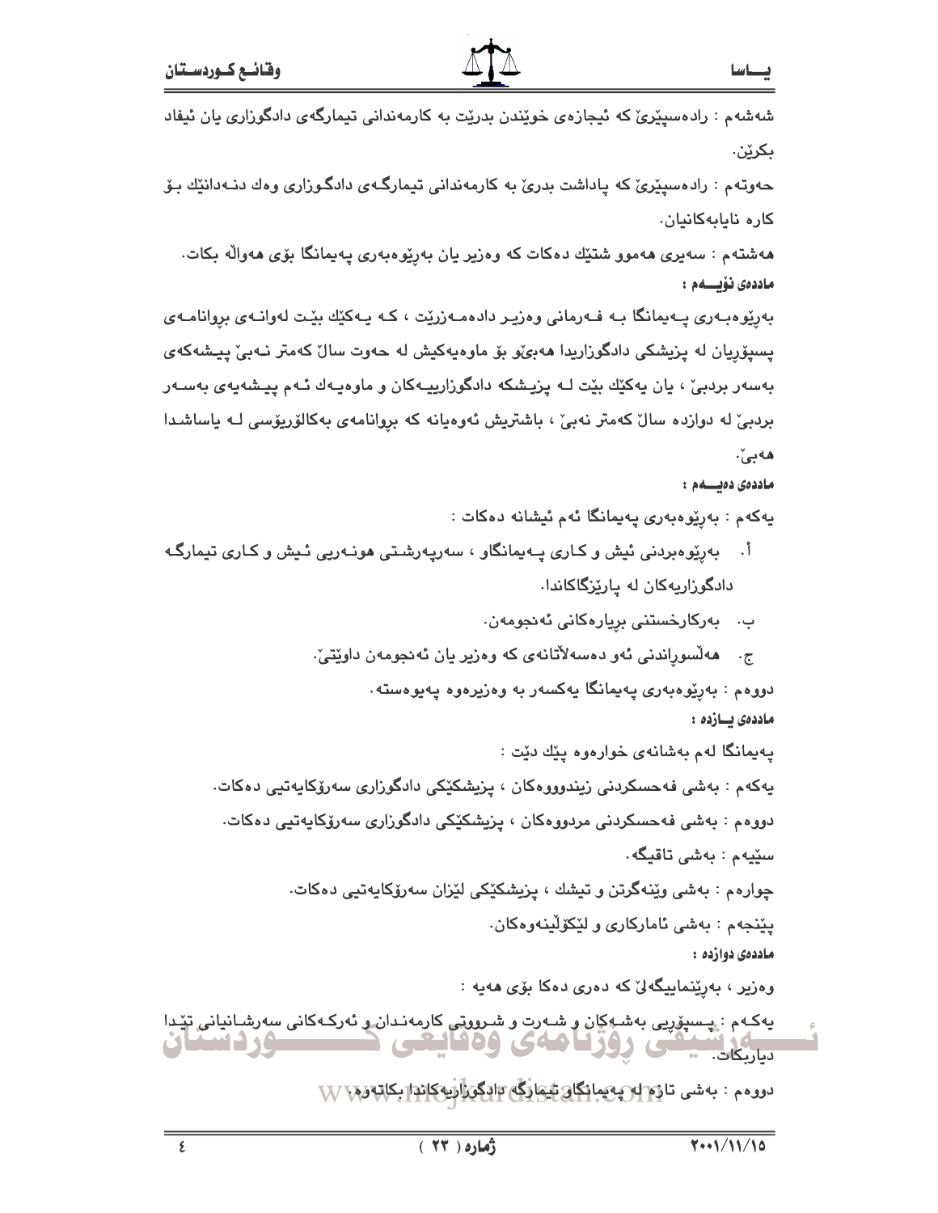شەشەم : رادەسپێرێ کە ئیجازەی خوێندن بدرێت بە کارمەندانی تیمارگەی دادگوزاری یان ئیفاد بکرێن.

حەوتەم : رادەسپێرێ کە پاداشت بدرێ بە کارمەندانی تیمارگەی دادگوزاری وەك دنەدانێك بۆ کارە نایابەکانیان.

هەشتەم : سەیری هەموو شتێك دەکات کە وەزیر یان بەڕێوەبەری پەیمانگا بۆی هەواڵە بکات.

**ماددەی نۆیەم :**

بەڕێوەبەری پەیمانگا بە فەرمانی وەزیر دادەمەزرێت ، کە یەکێك بێت لەوانەی بڕوانامەی پسپۆڕیان لە پزیشکی دادگوزاریدا هەبێ‌و بۆ ماوەیەکیش لە حەوت ساڵ کەمتر نەبێ پیشەکەی بەسەر بردبێ ، یان یەکێك بێت لە پزیشکە دادگوزارییەکان و ماوەیەك ئەم پیشەیەی بەسەر بردبێ لە دوازدە ساڵ کەمتر نەبێ ، باشتریش ئەوەیانە کە بڕوانامەی بەکالۆریۆسی لە یاساشدا هەبێ.

**ماددەی دەیەم :**

یەکەم : بەڕێوەبەری پەیمانگا ئەم ئیشانە دەکات :

أ. بەڕێوەبردنی ئیش و کاری پەیمانگاو ، سەرپەرشتی هونەریی ئیش و کاری تیمارگە دادگوزاریەکان لە پارێزگاکاندا.

ب. بەرکارخستنی بڕیارەکانی ئەنجومەن.

ج. هەڵسوڕاندنی ئەو دەسەڵاتانەی کە وەزیر یان ئەنجومەن داوێتیێ.

دووەم : بەڕێوەبەری پەیمانگا یەکسەر بە وەزیرەوە پەیوەستە.

**ماددەی یازدە :**

پەیمانگا لەم بەشانەی خوارەوە پێك دێت :

یەکەم : بەشی فەحسکردنی زیندووەکان ، پزیشکێکی دادگوزاری سەرۆکایەتیی دەکات.

دووەم : بەشی فەحسکردنی مردووەکان ، پزیشکێکی دادگوزاری سەرۆکایەتیی دەکات.

سێیەم : بەشی تاقیگە.

چوارەم : بەشی وێنەگرتن و تیشك ، پزیشکێکی لێزان سەرۆکایەتیی دەکات.

پێنجەم : بەشی ئامارکاری و لێکۆڵینەوەکان.

**ماددەی دوازدە :**

وەزیر ، بەڕێنماییگەلێ کە دەری دەکا بۆی هەیە :

یەکەم : پسپۆڕیی بەشەکان و شەرت و شرووتی کارمەندان و ئەرکەکانی سەرشانیانی تێدا دیاربکات.

دووەم : بەشی تازە لە پەیمانگاو تیمارگە دادگوزاریەکاندا بکاتەوە.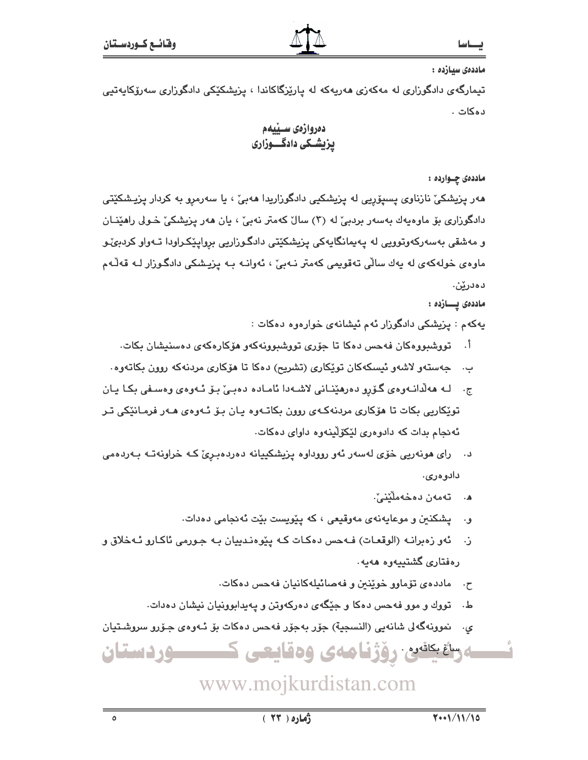**ماددەی سیازدە :**

تیمارگەی دادگوزاری لە مەکەزی هەریەکە لە پارێزگاکاندا ، پزیشکێکی دادگوزاری سەرۆکایەتیی دەکات .

## دەروازەی سێیەم
## پزیشکی دادگـوزاری

**ماددەی چـواردە :**

هەر پزیشکێ نازناوی پسپۆریی لە پزیشکیی دادگوزاریدا هەبێ ، یا سەرمرو بە کردار پزیشکێتی دادگوزاری بۆ ماوەیەك بەسەر بردبێ لە (٣) ساڵ کەمتر نەبێ ، یان هەر پزیشکێ خولی راهێنـان و مەشقی بەسەرکەوتوویی لە پەیمانگایەکی پزیشکێتی دادگوزاریی برواپێکراودا تـەواو کردبێـو ماوەی خولەکەی لە یەك ساڵی تەقویمی کەمتر نـەبێ ، ئەوانـە بـە پزیشکی دادگـوزار لـە قەڵـەم دەدرێن.

**ماددەی پـازدە :**

یەکەم : پزیشکی دادگوزار ئەم ئیشانەی خوارەوە دەکات :

أ. تووشبووەکان فەحس دەکا تا جۆری تووشبوونەکەو هۆکارەکەی دەسنیشان بکات.

ب. جەستەو لاشەو ئیسکەکان توێکاری (تشریح) دەکا تا هۆکاری مردنەکە روون بکاتەوە.

ج. لـە هەڵدانـەوەی گـۆڕو دەرهێنـانی لاشـەدا ئامـادە دەبـێ بـۆ ئـەوەی وەسـفی بکـا یـان توێکاریی بکات تا هۆکاری مردنەکـەی روون بکاتـەوە یـان بـۆ ئـەوەی هـەر فرمـانێکی تـر ئەنجام بدات کە دادوەری لێکۆڵینەوە داوای دەکات.

د. رای هونەریی خۆی لەسەر ئەو رووداوە پزیشکییانە دەردەبـڕێ کـە خراونەتـە بـەردەمی دادوەری.

ه. تەمەن دەخەمڵێنێ.

و. پشکنین و موعایەنەی مەوقیعی ، کە پێویست بێت ئەنجامی دەدات.

ز. ئەو زەبرانـە (الوقعـات) فـەحس دەکـات کـە پێوەنـدییان بـە جـورمی ئاکـارو ئـەخلاق و رەفتاری گشتییەوە هەیە.

ح. ماددەی تۆماوو خوێنین و فەصائیلەکانیان فەحس دەکات.

ط. تووك و موو فەحس دەکا و جێگەی دەرکەوتن و پەیدابوونیان نیشان دەدات.

ي. نموونەگەلی شانەیی (النسجیة) جۆر بەجۆر فەحس دەکات بۆ ئـەوەی جـۆرو سروشـتیان ساغ بکاتەوە .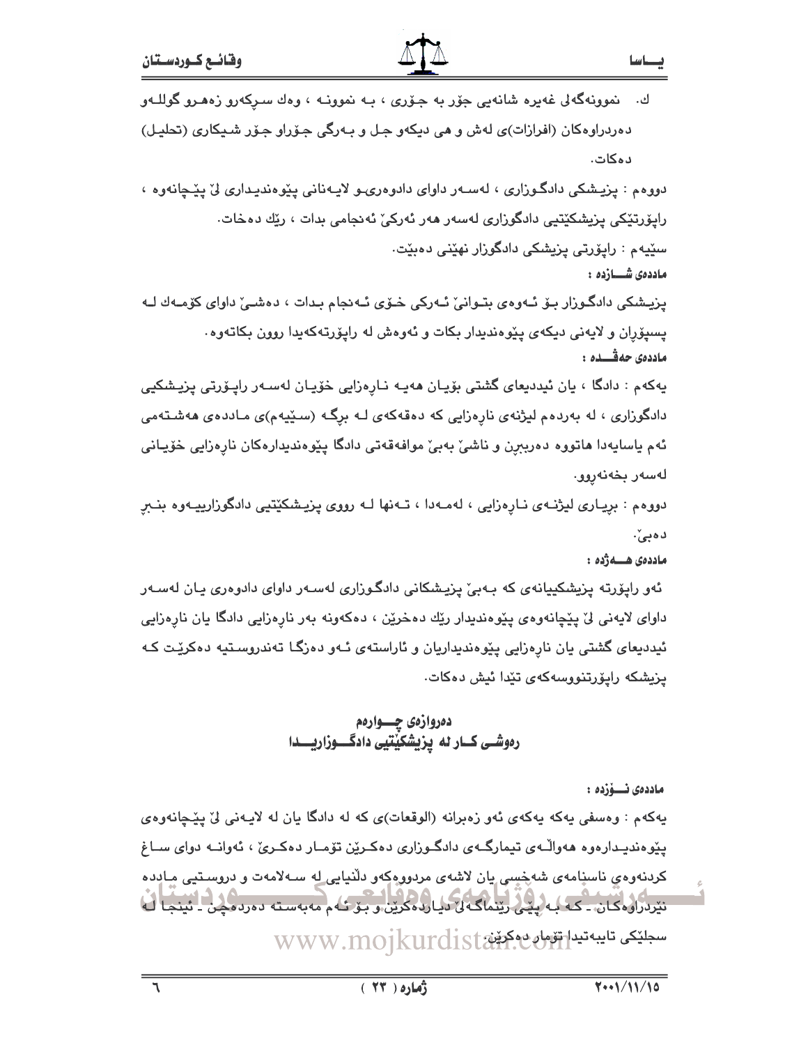ك. نموونەگەلی غەیرە شانەیی جۆر بە جۆری ، بە نموونە ، وەك سرکەرو زەهرو گوللەو دەردراوەکان (افرازات)ی لەش و هی دیکەو جل و بەرگی جۆراو جۆر شیکاری (تحلیل) دەکات.

دووەم : پزیشکی دادگوزاری ، لەسەر داوای دادوەری‌و لایەنانی پێوەندیداری لێ پێچانەوە ، راپۆرتێکی پزیشکێتیی دادگوزاری لەسەر هەر ئەرکێ ئەنجامی بدات ، رێك دەخات.

سێیەم : راپۆرتی پزیشکی دادگوزار نهێنی دەبێت.

**ماددەی شـــازدە :**

پزیشکی دادگوزار بۆ ئەوەی بتوانێ ئەرکی خۆی ئەنجام بدات ، دەشێ داوای کۆمەك لە پسپۆران و لایەنی دیکەی پێوەندیدار بکات و ئەوەش لە راپۆرتەکەیدا روون بکاتەوە.

**ماددەی حەڤـــدە :**

یەکەم : دادگا ، یان ئیددیعای گشتی بۆیان هەیە ناڕەزایی خۆیان لەسەر راپۆرتی پزیشکیی دادگوزاری ، لە بەردەم لیژنەی ناڕەزایی کە دەقەکەی لە برگە (سێیەم)ی ماددەی هەشتەمی ئەم یاسایەدا هاتووە دەربڕن و ناشێ بەبێ موافەقەتی دادگا پێوەندیدارەکان ناڕەزایی خۆیانی لەسەر بخەنەروو.

دووەم : بڕیاری لیژنەی ناڕەزایی ، لەمەدا ، تەنها لە رووی پزیشکێتیی دادگوزارییەوە بنبڕ دەبێ.

**ماددەی هـــەژدە :**

ئەو راپۆرتە پزیشکییانەی کە بەبێ پزیشکانی دادگوزاری لەسەر داوای دادوەری یان لەسەر داوای لایەنی لێ پێچانەوەی پێوەندیدار رێك دەخرێن ، دەکەونە بەر ناڕەزایی دادگا یان ناڕەزایی ئیددیعای گشتی یان ناڕەزایی پێوەندیداریان و ئاراستەی ئەو دەزگا تەندروستیە دەکرێت کە پزیشکە راپۆرتنووسەکەی تێدا ئیش دەکات.

## دەروازەی چـــوارەم
## رەوشـی کـار لە پزیشکێتیی دادگـــوزاریـــدا

**ماددەی نـــۆزدە :**

یەکەم : وەسفی یەکە یەکەی ئەو زەبرانە (الوقعات)ی کە لە دادگا یان لە لایەنی لێ پێچانەوەی پێوەندیدارەوە هەواڵەی تیمارگەی دادگوزاری دەکرێن تۆمار دەکرێ ، ئەوانە دوای ساغ کردنەوەی ناسنامەی شەخسی یان لاشەی مردووەکەو دڵنیایی لە سەلامەت و دروستیی ماددە نێردراوەکان ـ کە بە پێی رێنماگەلێ دیاردەکرێن و بۆ ئەم مەبەستە دەردەچن ـ ئینجا لە سجلێکی تایبەتیدا تۆمار دەکرێن.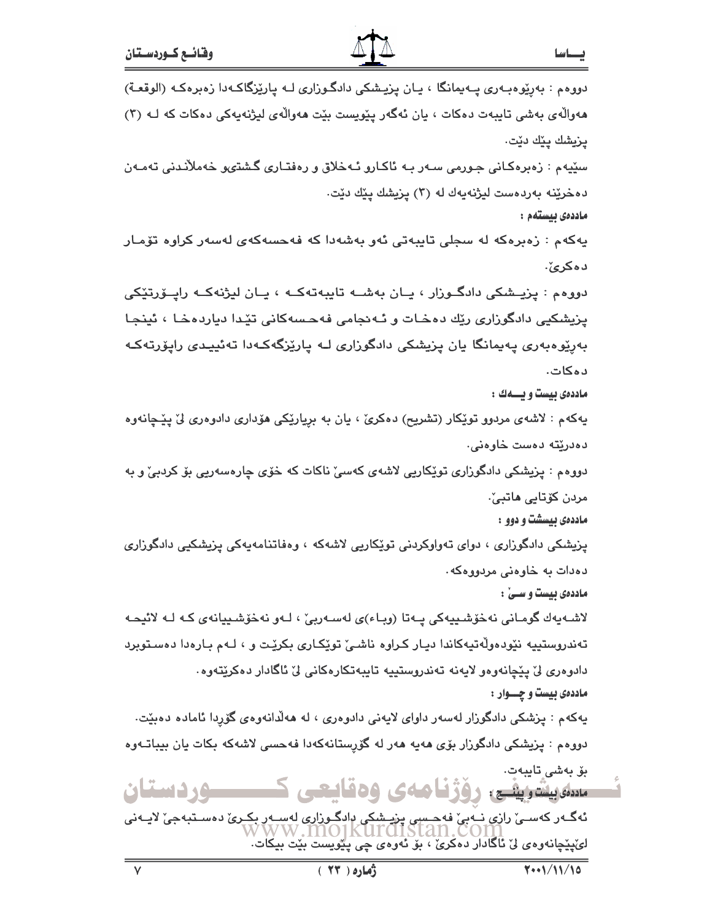دووەم : بەڕێوەبەری پەیمانگا ، یان پزیشکی دادگوزاری لە پارێزگاکەدا زەبرەکە (الوقعة) هەواڵەی بەشی تایبەت دەکات ، یان ئەگەر پێویست بێت هەواڵەی لیژنەیەکی دەکات کە لە (٣) پزیشك پێك دێت.

سێیەم : زەبرەکانی جورمی سەر بە ئاکارو ئەخلاق و ڕەفتاری گشتیو خەملاندنی تەمەن دەخرێنە بەردەست لیژنەیەك لە (٣) پزیشك پێك دێت.

**ماددەی بیستەم :**

یەکەم : زەبرەکە لە سجلی تایبەتی ئەو بەشەدا کە فەحسەکەی لەسەر کراوە تۆمار دەکرێ.

دووەم : پزیشکی دادگوزار ، یان بەشە تایبەتەکە ، یان لیژنەکە ڕاپۆرتێکی پزیشکیی دادگوزاری ڕێك دەخات و ئەنجامی فەحسەکانی تێدا دیاردەخا ، ئینجا بەڕێوەبەری پەیمانگا یان پزیشکی دادگوزاری لە پارێزگەکەدا تەئییدی ڕاپۆرتەکە دەکات.

**ماددەی بیست و یەك :**

یەکەم : لاشەی مردوو توێکار (تشریح) دەکرێ ، یان بە بڕیارێکی هۆداری دادوەری لێ پێچانەوە دەدرێتە دەست خاوەنی.

دووەم : پزیشکی دادگوزاری توێکاریی لاشەی کەسێ ناکات کە خۆی چارەسەریی بۆ کردبێ و بە مردن کۆتایی هاتبێ.

**ماددەی بیست و دوو :**

پزیشکی دادگوزاری ، دوای تەواوکردنی توێکاریی لاشەکە ، وەفاتنامەیەکی پزیشکیی دادگوزاری دەدات بە خاوەنی مردووەکە.

**ماددەی بیست و سێ :**

لاشەیەك گومانی نەخۆشییەکی پەتا (وباء)ی لەسەربێ ، لەو نەخۆشییانەی کە لە لائیحە تەندروستییە نێودەوڵەتیەکاندا دیار کراوە ناشێ توێکاری بکرێت و ، لەم بارەدا دەستوبرد دادوەری لێ پێچانەوەو لایەنە تەندروستییە تایبەتکارەکانی لێ ئاگادار دەکرێتەوە.

**ماددەی بیست و چوار :**

یەکەم : پزشکی دادگوزار لەسەر داوای لایەنی دادوەری ، لە هەڵدانەوەی گۆڕدا ئامادە دەبێت.

دووەم : پزیشکی دادگوزار بۆی هەیە هەر لە گۆڕستانەکەدا فەحسی لاشەکە بکات یان بیباتەوە بۆ بەشی تایبەت.

**ماددەی بیست و پێنج :**

ئەگەر کەسێ ڕازی نەبێ فەحسی پزیشکی دادگوزاری لەسەر بکرێ دەستبەجێ لایەنی لێپێچانەوەی لێ ئاگادار دەکرێ ، بۆ ئەوەی چی پێویست بێت بیکات.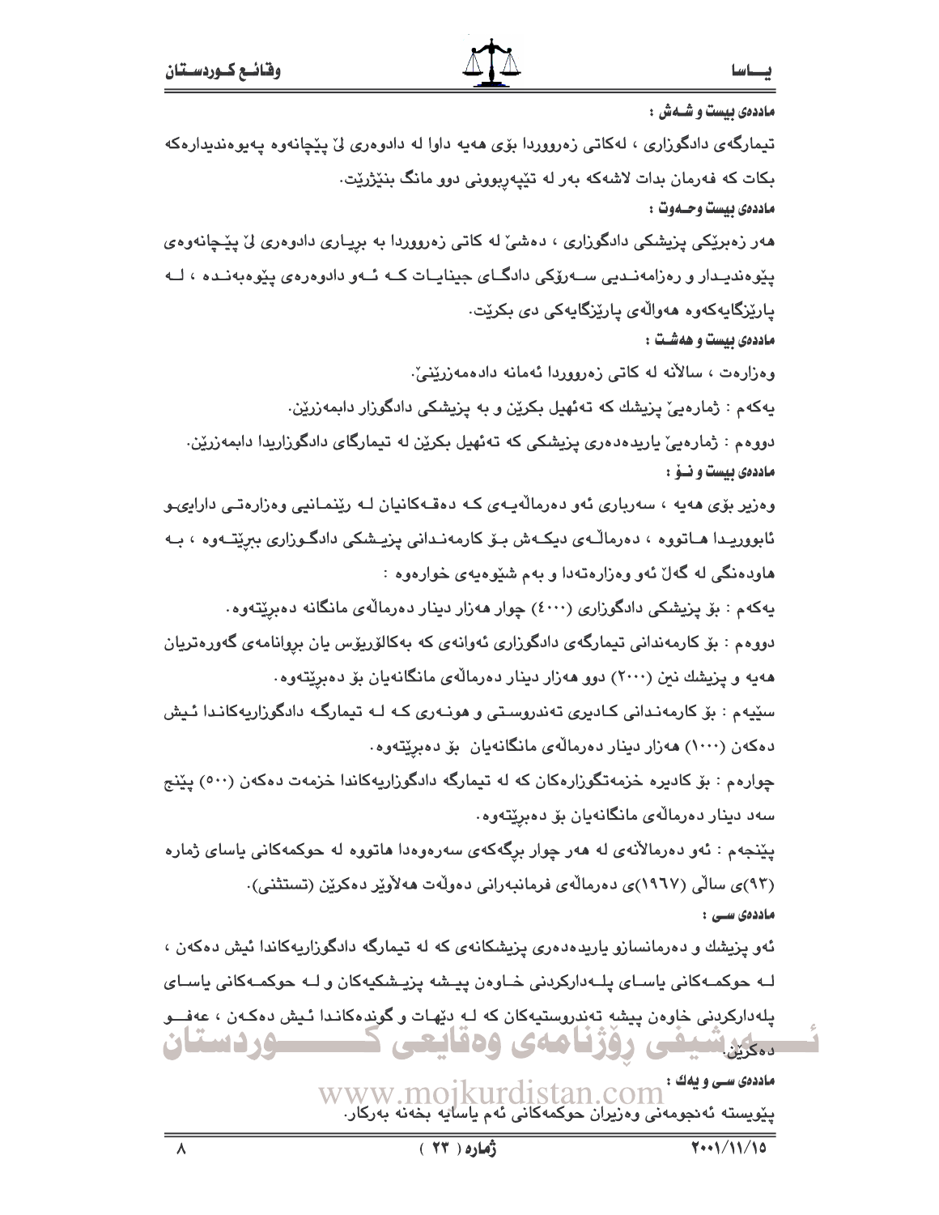**ماددەی بیست و شەش :**

تیمارگەی دادگوزاری ، لەکاتی زەروورردا بۆی هەیە داوا لە دادوەری لێ پێچانەوە پەیوەندیدارەکە بکات کە فەرمان بدات لاشەکە بەر لە تێپەڕبوونی دوو مانگ بنێژرێت.

**ماددەی بیست وحەوت :**

هەر زەبرێکی پزیشکی دادگوزاری ، دەشێ لە کاتی زەروورردا بە بڕیاری دادوەری لێ پێچانەوەی پێوەندیدار و رەزامەندیی سەرۆکی دادگای جینایات کە ئەو دادوەرەی پێوەبەندە ، لە پارێزگایەکەوە هەواڵەی پارێزگایەکی دی بکرێت.

**ماددەی بیست و هەشت :**

وەزارەت ، ساڵانە لە کاتی زەروورردا ئەمانە دادەمەزرێنێ.

یەکەم : ژمارەیێ پزیشك کە تەئهیل بکرێن و بە پزیشکی دادگوزار دابمەزرێن.

دووەم : ژمارەیێ یاریدەدەری پزیشکی کە تەئهیل بکرێن لە تیمارگای دادگوزاریدا دابمەزرێن.

**ماددەی بیست و نۆ :**

وەزیر بۆی هەیە ، سەرباری ئەو دەرماڵەیەی کە دەقەکانیان لە ڕێنمانیی وەزارەتی دارایی و ئابووریدا هاتووە ، دەرماڵەی دیکەش بۆ کارمەندانی پزیشکی دادگوزاری ببڕێتەوە ، بە هاودەنگی لە گەڵ ئەو وەزارەتەدا و بەم شێوەیەی خوارەوە :

یەکەم : بۆ پزیشکی دادگوزاری (٤٠٠٠) چوار هەزار دینار دەرماڵەی مانگانە دەبڕێتەوە.

دووەم : بۆ کارمەندانی تیمارگەی دادگوزاری ئەوانەی کە بەکالۆریۆس یان بڕوانامەی گەورەتریان هەیە و پزیشك نین (٢٠٠٠) دوو هەزار دینار دەرماڵەی مانگانەیان بۆ دەبڕێتەوە.

سێیەم : بۆ کارمەندانی کادیری تەندروستی و هونەری کە لە تیمارگە دادگوزاریەکاندا ئیش دەکەن (١٠٠٠) هەزار دینار دەرماڵەی مانگانەیان بۆ دەبڕێتەوە.

چوارەم : بۆ کادیرە خزمەتگوزارەکان کە لە تیمارگە دادگوزاریەکاندا خزمەت دەکەن (٥٠٠) پێنج سەد دینار دەرماڵەی مانگانەیان بۆ دەبڕێتەوە.

پێنجەم : ئەو دەرماڵانەی لە هەر چوار بڕگەکەی سەرەوەدا هاتووە لە حوکمەکانی یاسای ژمارە (٩٣)ی ساڵی (١٩٦٧)ی دەرماڵەی فرمانبەرانی دەوڵەت هەڵاوێر دەکرێن (تستثنی).

**ماددەی سی :**

ئەو پزیشك و دەرمانسازو یاریدەدەری پزیشکانەی کە لە تیمارگە دادگوزاریەکاندا ئیش دەکەن ، لە حوکمەکانی یاسای پلەدارکردنی خاوەن پیشە پزیشکیەکان و لە حوکمەکانی یاسای پلەدارکردنی خاوەن پیشە تەندروستیەکان کە لە دێهات و گوندەکاندا ئیش دەکەن ، عەفو دەکرێن.

**ماددەی سی و یەك :**

پێویستە ئەنجومەنی وەزیران حوکمەکانی ئەم یاسایە بخەنە بەرکار.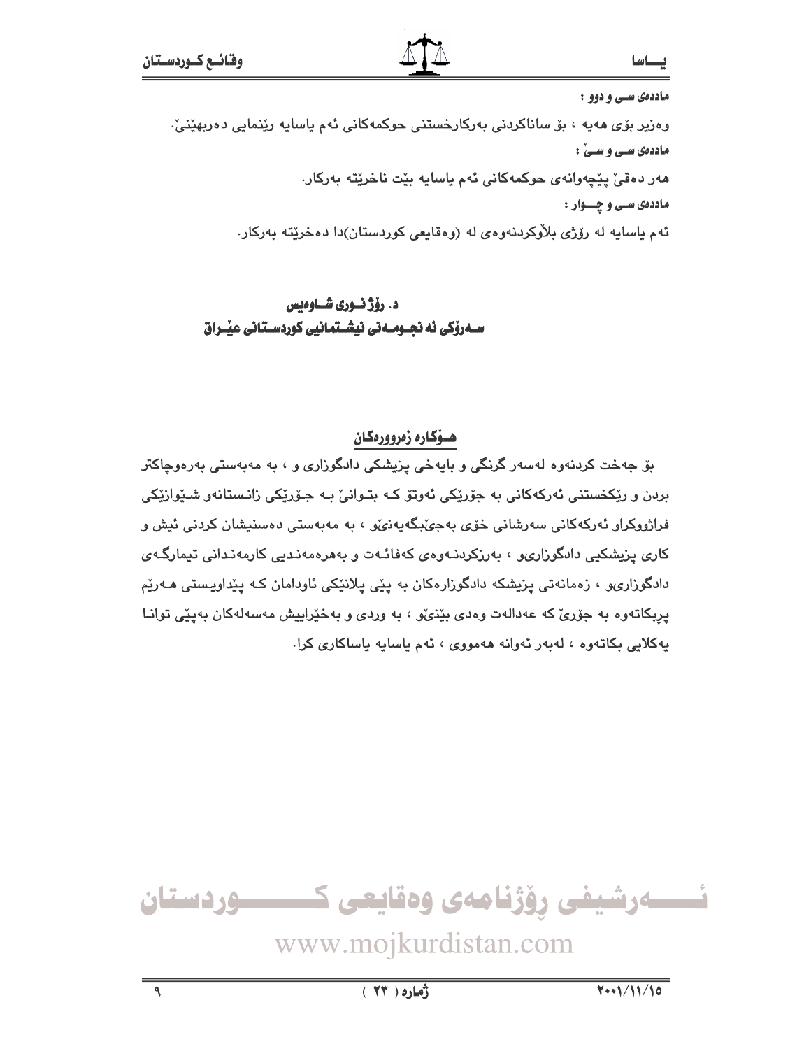**ماددەی سی و دوو :**

وەزیر بۆی هەیە ، بۆ ساناکردنی بەرکارخستنی حوکمەکانی ئەم یاسایە ڕێنمایی دەربهێنێ.

**ماددەی سی و سێ :**

هەر دەقێ پێچەوانەی حوکمەکانی ئەم یاسایە بێت ناخرێتە بەرکار.

**ماددەی سی و چوار :**

ئەم یاسایە لە ڕۆژی بلاّوکردنەوەی لە (وەقایعی کوردستان)دا دەخرێتە بەرکار.

**د. رۆژ نوری شاوەیس**
**سەرۆکی ئەنجومەنی نیشتمانیی کوردستانی عێراق**

## هـۆکارە زەروورەکان

بۆ جەخت کردنەوە لەسەر گرنگی و بایەخی پزیشکی دادگوزاری و ، بە مەبەستی بەرەوچاکتر بردن و ڕێکخستنی ئەرکەکانی بە جۆرێکی ئەوتۆ کە بتوانێ بە جۆرێکی زانستانەو شێوازێکی فراژووکراو ئەرکەکانی سەرشانی خۆی بەجێبگەیەنێو ، بە مەبەستی دەسنیشان کردنی ئیش و کاری پزیشکیی دادگوزاریو ، بەرزکردنەوەی کەفائەت و بەهرەمەندیی کارمەندانی تیمارگەی دادگوزاریو ، زەمانەتی پزیشکە دادگوزارەکان بە پێی پلانێکی ئاودامان کە پێداویستی هەرێم پڕبکاتەوە بە جۆرێ کە عەدالەت وەدی بێنێو ، بە وردی و بەخێراییش مەسەلەکان بەپێی توانا یەکلایی بکاتەوە ، لەبەر ئەوانە هەمووی ، ئەم یاسایە یاساکاری کرا.